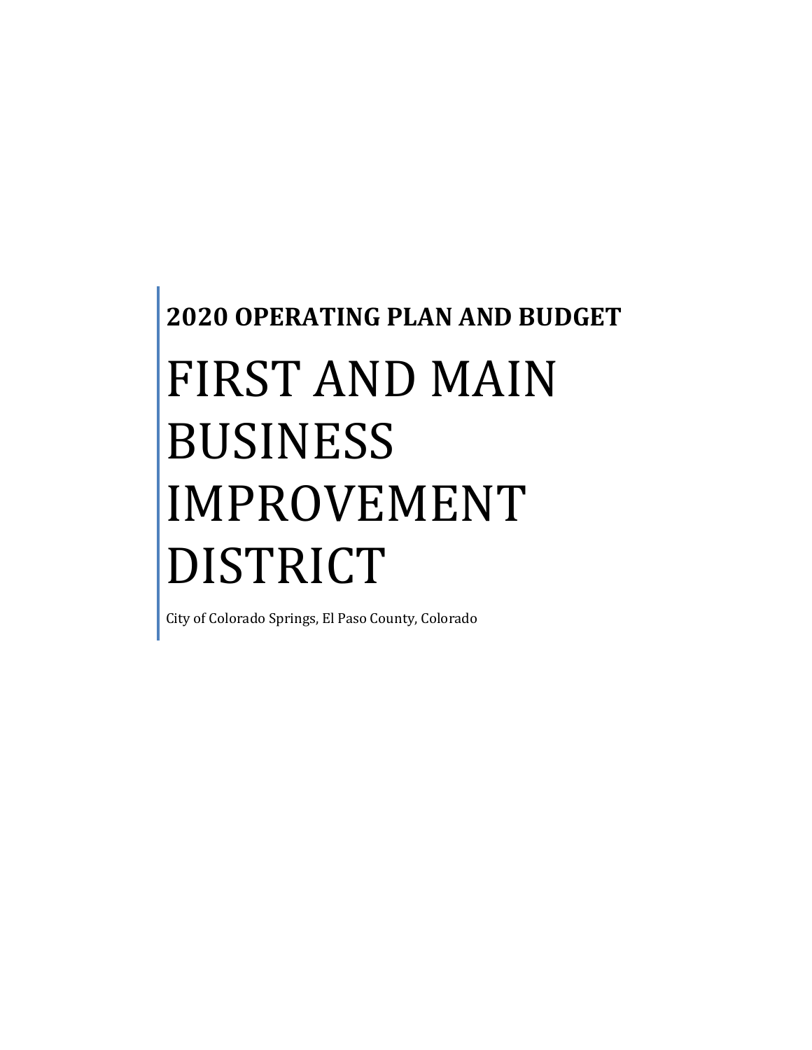**2020 OPERATING PLAN AND BUDGET**

# FIRST AND MAIN BUSINESS IMPROVEMENT DISTRICT

City of Colorado Springs, El Paso County, Colorado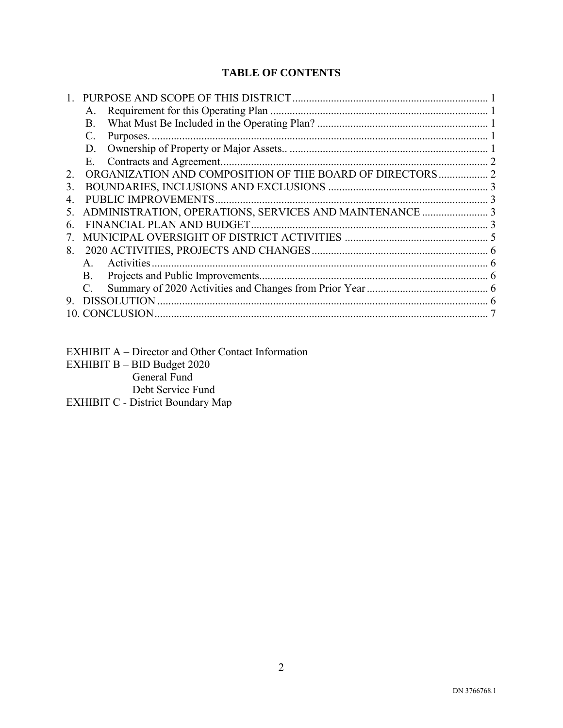**TABLE OF CONTENTS**

1. PURPOSE AND SCOPE OF THIS DISTRICT ..... 1
   - A. Requirement for this Operating Plan ..... 1
   - B. What Must Be Included in the Operating Plan? ..... 1
   - C. Purposes. ..... 1
   - D. Ownership of Property or Major Assets.. ..... 1
   - E. Contracts and Agreement. ..... 2
2. ORGANIZATION AND COMPOSITION OF THE BOARD OF DIRECTORS ..... 2
3. BOUNDARIES, INCLUSIONS AND EXCLUSIONS ..... 3
4. PUBLIC IMPROVEMENTS ..... 3
5. ADMINISTRATION, OPERATIONS, SERVICES AND MAINTENANCE ..... 3
6. FINANCIAL PLAN AND BUDGET ..... 3
7. MUNICIPAL OVERSIGHT OF DISTRICT ACTIVITIES ..... 5
8. 2020 ACTIVITIES, PROJECTS AND CHANGES ..... 6
   - A. Activities ..... 6
   - B. Projects and Public Improvements ..... 6
   - C. Summary of 2020 Activities and Changes from Prior Year ..... 6
9. DISSOLUTION ..... 6
10. CONCLUSION ..... 7

EXHIBIT A – Director and Other Contact Information
EXHIBIT B – BID Budget 2020
    General Fund
    Debt Service Fund
EXHIBIT C - District Boundary Map

DN 3766768.1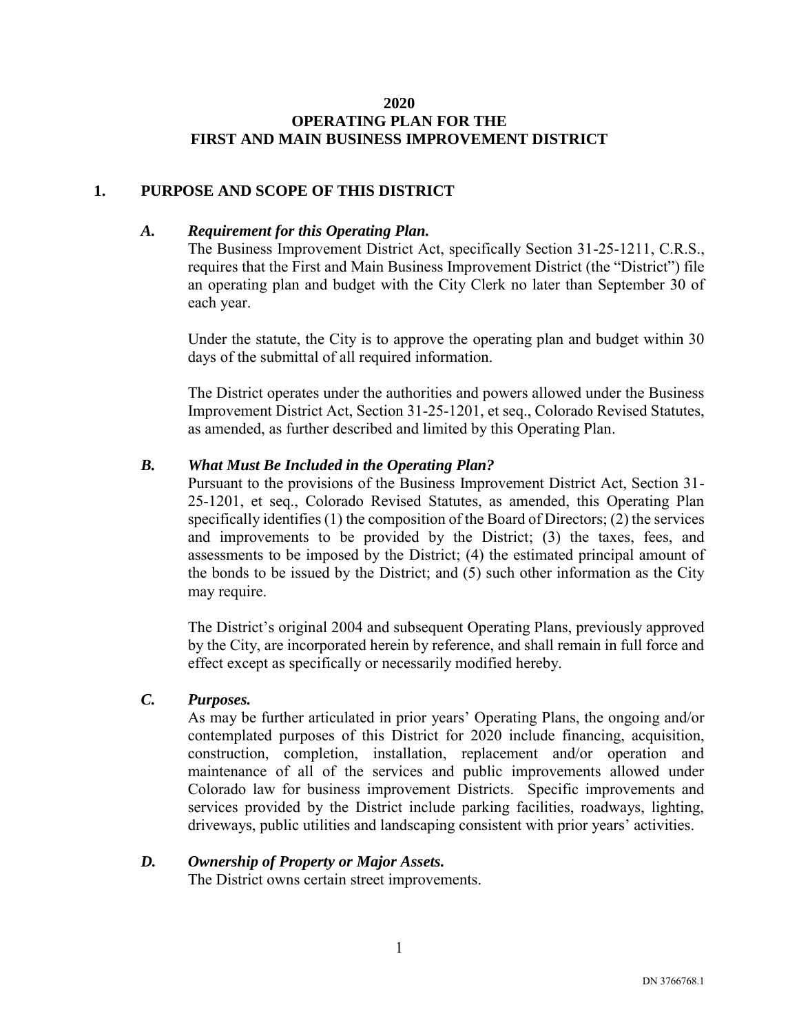# 2020
# OPERATING PLAN FOR THE
# FIRST AND MAIN BUSINESS IMPROVEMENT DISTRICT

## 1. PURPOSE AND SCOPE OF THIS DISTRICT

### *A. Requirement for this Operating Plan.*

The Business Improvement District Act, specifically Section 31-25-1211, C.R.S., requires that the First and Main Business Improvement District (the "District") file an operating plan and budget with the City Clerk no later than September 30 of each year.

Under the statute, the City is to approve the operating plan and budget within 30 days of the submittal of all required information.

The District operates under the authorities and powers allowed under the Business Improvement District Act, Section 31-25-1201, et seq., Colorado Revised Statutes, as amended, as further described and limited by this Operating Plan.

### *B. What Must Be Included in the Operating Plan?*

Pursuant to the provisions of the Business Improvement District Act, Section 31-25-1201, et seq., Colorado Revised Statutes, as amended, this Operating Plan specifically identifies (1) the composition of the Board of Directors; (2) the services and improvements to be provided by the District; (3) the taxes, fees, and assessments to be imposed by the District; (4) the estimated principal amount of the bonds to be issued by the District; and (5) such other information as the City may require.

The District's original 2004 and subsequent Operating Plans, previously approved by the City, are incorporated herein by reference, and shall remain in full force and effect except as specifically or necessarily modified hereby.

### *C. Purposes.*

As may be further articulated in prior years' Operating Plans, the ongoing and/or contemplated purposes of this District for 2020 include financing, acquisition, construction, completion, installation, replacement and/or operation and maintenance of all of the services and public improvements allowed under Colorado law for business improvement Districts. Specific improvements and services provided by the District include parking facilities, roadways, lighting, driveways, public utilities and landscaping consistent with prior years' activities.

### *D. Ownership of Property or Major Assets.*

The District owns certain street improvements.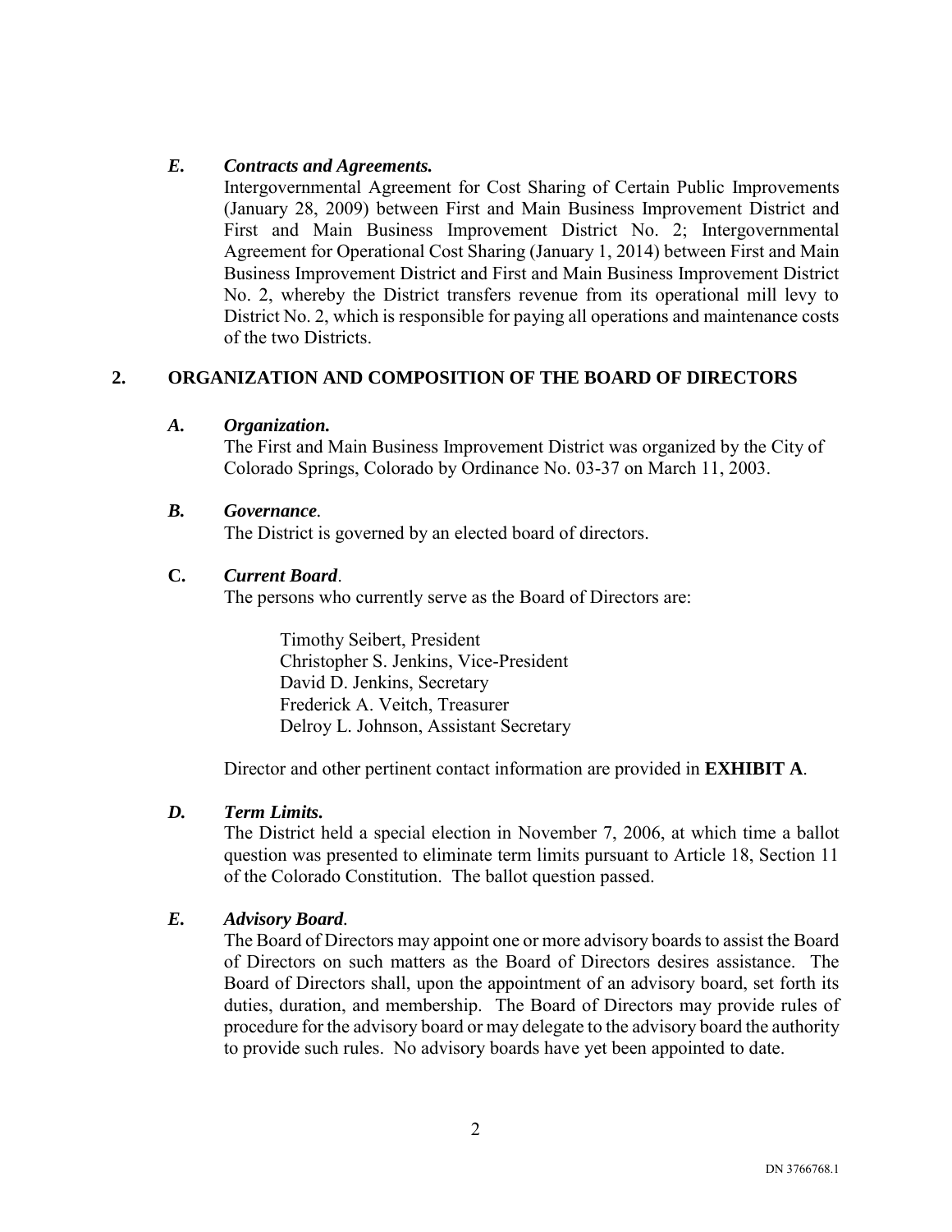### *E. Contracts and Agreements.*

Intergovernmental Agreement for Cost Sharing of Certain Public Improvements (January 28, 2009) between First and Main Business Improvement District and First and Main Business Improvement District No. 2; Intergovernmental Agreement for Operational Cost Sharing (January 1, 2014) between First and Main Business Improvement District and First and Main Business Improvement District No. 2, whereby the District transfers revenue from its operational mill levy to District No. 2, which is responsible for paying all operations and maintenance costs of the two Districts.

## 2. ORGANIZATION AND COMPOSITION OF THE BOARD OF DIRECTORS

### *A. Organization.*

The First and Main Business Improvement District was organized by the City of Colorado Springs, Colorado by Ordinance No. 03-37 on March 11, 2003.

### *B. Governance.*

The District is governed by an elected board of directors.

### C. *Current Board.*

The persons who currently serve as the Board of Directors are:

Timothy Seibert, President
Christopher S. Jenkins, Vice-President
David D. Jenkins, Secretary
Frederick A. Veitch, Treasurer
Delroy L. Johnson, Assistant Secretary

Director and other pertinent contact information are provided in **EXHIBIT A**.

### *D. Term Limits.*

The District held a special election in November 7, 2006, at which time a ballot question was presented to eliminate term limits pursuant to Article 18, Section 11 of the Colorado Constitution. The ballot question passed.

### *E. Advisory Board.*

The Board of Directors may appoint one or more advisory boards to assist the Board of Directors on such matters as the Board of Directors desires assistance. The Board of Directors shall, upon the appointment of an advisory board, set forth its duties, duration, and membership. The Board of Directors may provide rules of procedure for the advisory board or may delegate to the advisory board the authority to provide such rules. No advisory boards have yet been appointed to date.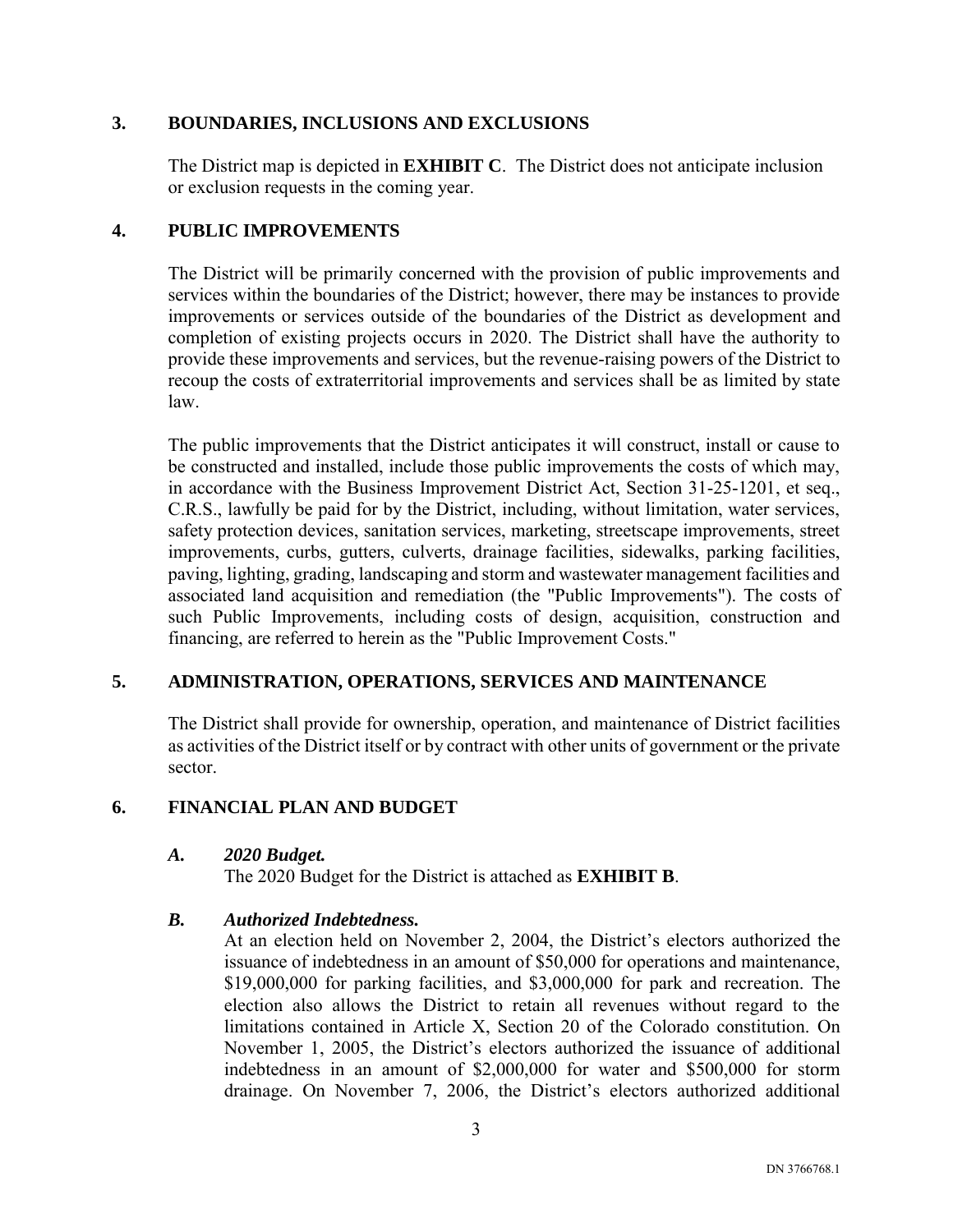## 3. BOUNDARIES, INCLUSIONS AND EXCLUSIONS

The District map is depicted in **EXHIBIT C**. The District does not anticipate inclusion or exclusion requests in the coming year.

## 4. PUBLIC IMPROVEMENTS

The District will be primarily concerned with the provision of public improvements and services within the boundaries of the District; however, there may be instances to provide improvements or services outside of the boundaries of the District as development and completion of existing projects occurs in 2020. The District shall have the authority to provide these improvements and services, but the revenue-raising powers of the District to recoup the costs of extraterritorial improvements and services shall be as limited by state law.

The public improvements that the District anticipates it will construct, install or cause to be constructed and installed, include those public improvements the costs of which may, in accordance with the Business Improvement District Act, Section 31-25-1201, et seq., C.R.S., lawfully be paid for by the District, including, without limitation, water services, safety protection devices, sanitation services, marketing, streetscape improvements, street improvements, curbs, gutters, culverts, drainage facilities, sidewalks, parking facilities, paving, lighting, grading, landscaping and storm and wastewater management facilities and associated land acquisition and remediation (the "Public Improvements"). The costs of such Public Improvements, including costs of design, acquisition, construction and financing, are referred to herein as the "Public Improvement Costs."

## 5. ADMINISTRATION, OPERATIONS, SERVICES AND MAINTENANCE

The District shall provide for ownership, operation, and maintenance of District facilities as activities of the District itself or by contract with other units of government or the private sector.

## 6. FINANCIAL PLAN AND BUDGET

### *A. 2020 Budget.*

The 2020 Budget for the District is attached as **EXHIBIT B**.

### *B. Authorized Indebtedness.*

At an election held on November 2, 2004, the District's electors authorized the issuance of indebtedness in an amount of $50,000 for operations and maintenance, $19,000,000 for parking facilities, and $3,000,000 for park and recreation. The election also allows the District to retain all revenues without regard to the limitations contained in Article X, Section 20 of the Colorado constitution. On November 1, 2005, the District's electors authorized the issuance of additional indebtedness in an amount of $2,000,000 for water and $500,000 for storm drainage. On November 7, 2006, the District's electors authorized additional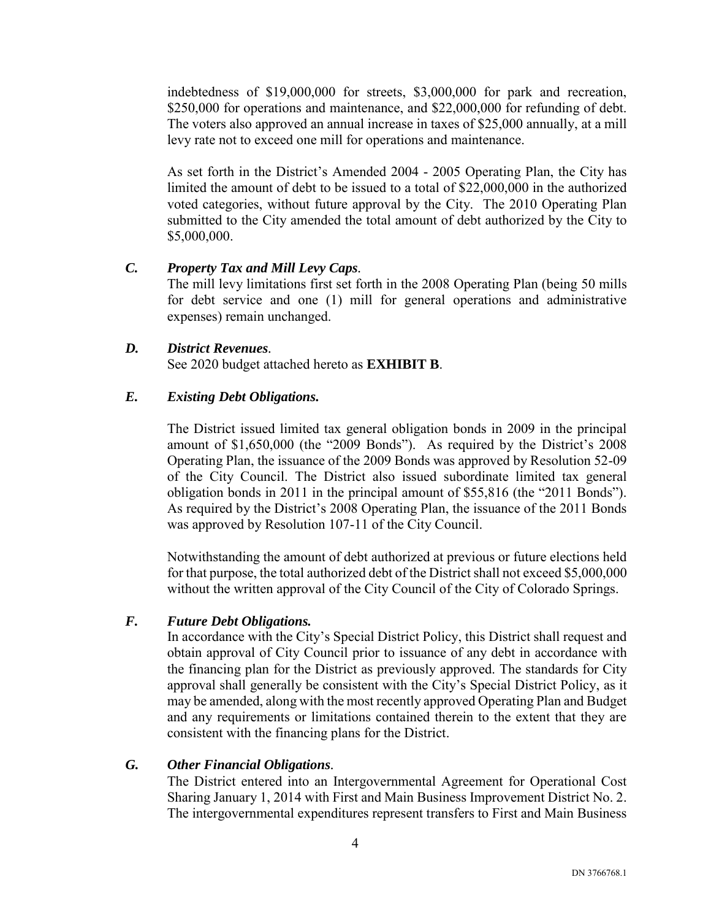indebtedness of $19,000,000 for streets, $3,000,000 for park and recreation, $250,000 for operations and maintenance, and $22,000,000 for refunding of debt. The voters also approved an annual increase in taxes of $25,000 annually, at a mill levy rate not to exceed one mill for operations and maintenance.

As set forth in the District's Amended 2004 - 2005 Operating Plan, the City has limited the amount of debt to be issued to a total of $22,000,000 in the authorized voted categories, without future approval by the City. The 2010 Operating Plan submitted to the City amended the total amount of debt authorized by the City to $5,000,000.

### *C. Property Tax and Mill Levy Caps*.

The mill levy limitations first set forth in the 2008 Operating Plan (being 50 mills for debt service and one (1) mill for general operations and administrative expenses) remain unchanged.

### *D. District Revenues*.

See 2020 budget attached hereto as **EXHIBIT B**.

### *E. Existing Debt Obligations.*

The District issued limited tax general obligation bonds in 2009 in the principal amount of $1,650,000 (the "2009 Bonds"). As required by the District's 2008 Operating Plan, the issuance of the 2009 Bonds was approved by Resolution 52-09 of the City Council. The District also issued subordinate limited tax general obligation bonds in 2011 in the principal amount of $55,816 (the "2011 Bonds"). As required by the District's 2008 Operating Plan, the issuance of the 2011 Bonds was approved by Resolution 107-11 of the City Council.

Notwithstanding the amount of debt authorized at previous or future elections held for that purpose, the total authorized debt of the District shall not exceed $5,000,000 without the written approval of the City Council of the City of Colorado Springs.

### *F. Future Debt Obligations.*

In accordance with the City's Special District Policy, this District shall request and obtain approval of City Council prior to issuance of any debt in accordance with the financing plan for the District as previously approved. The standards for City approval shall generally be consistent with the City's Special District Policy, as it may be amended, along with the most recently approved Operating Plan and Budget and any requirements or limitations contained therein to the extent that they are consistent with the financing plans for the District.

### *G. Other Financial Obligations*.

The District entered into an Intergovernmental Agreement for Operational Cost Sharing January 1, 2014 with First and Main Business Improvement District No. 2. The intergovernmental expenditures represent transfers to First and Main Business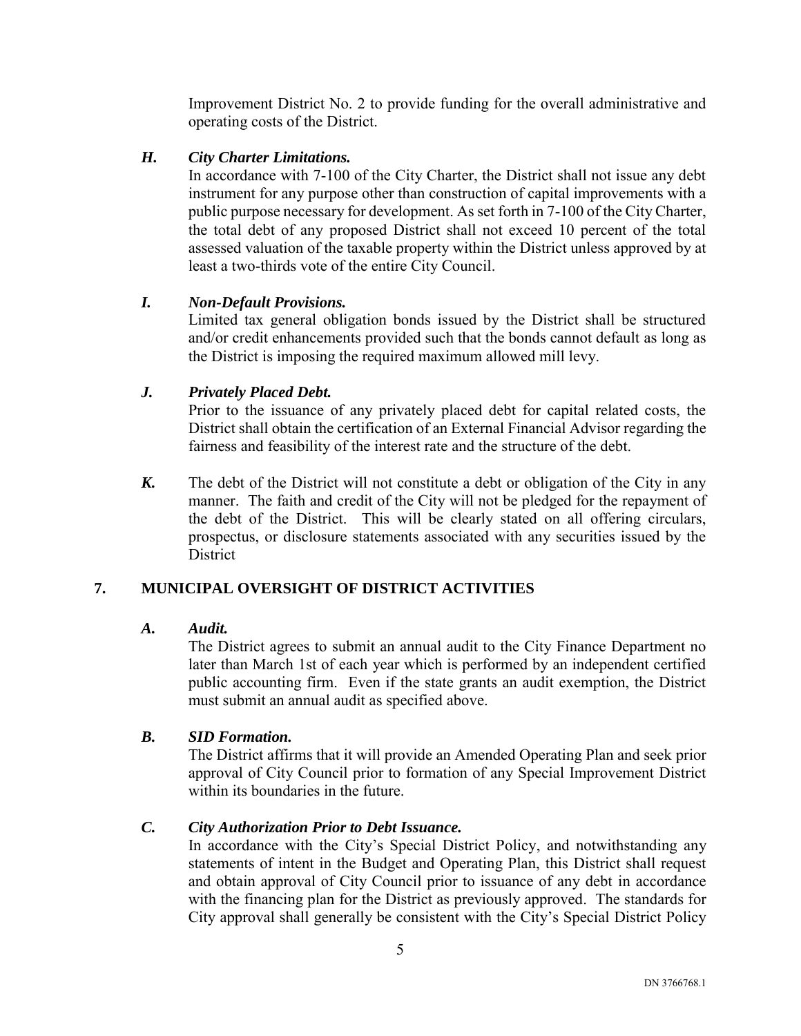Improvement District No. 2 to provide funding for the overall administrative and operating costs of the District.

***H. City Charter Limitations.***
In accordance with 7-100 of the City Charter, the District shall not issue any debt instrument for any purpose other than construction of capital improvements with a public purpose necessary for development. As set forth in 7-100 of the City Charter, the total debt of any proposed District shall not exceed 10 percent of the total assessed valuation of the taxable property within the District unless approved by at least a two-thirds vote of the entire City Council.

***I. Non-Default Provisions.***
Limited tax general obligation bonds issued by the District shall be structured and/or credit enhancements provided such that the bonds cannot default as long as the District is imposing the required maximum allowed mill levy.

***J. Privately Placed Debt.***
Prior to the issuance of any privately placed debt for capital related costs, the District shall obtain the certification of an External Financial Advisor regarding the fairness and feasibility of the interest rate and the structure of the debt.

***K.*** The debt of the District will not constitute a debt or obligation of the City in any manner. The faith and credit of the City will not be pledged for the repayment of the debt of the District. This will be clearly stated on all offering circulars, prospectus, or disclosure statements associated with any securities issued by the District

## 7. MUNICIPAL OVERSIGHT OF DISTRICT ACTIVITIES

***A. Audit.***
The District agrees to submit an annual audit to the City Finance Department no later than March 1st of each year which is performed by an independent certified public accounting firm. Even if the state grants an audit exemption, the District must submit an annual audit as specified above.

***B. SID Formation.***
The District affirms that it will provide an Amended Operating Plan and seek prior approval of City Council prior to formation of any Special Improvement District within its boundaries in the future.

***C. City Authorization Prior to Debt Issuance.***
In accordance with the City's Special District Policy, and notwithstanding any statements of intent in the Budget and Operating Plan, this District shall request and obtain approval of City Council prior to issuance of any debt in accordance with the financing plan for the District as previously approved. The standards for City approval shall generally be consistent with the City's Special District Policy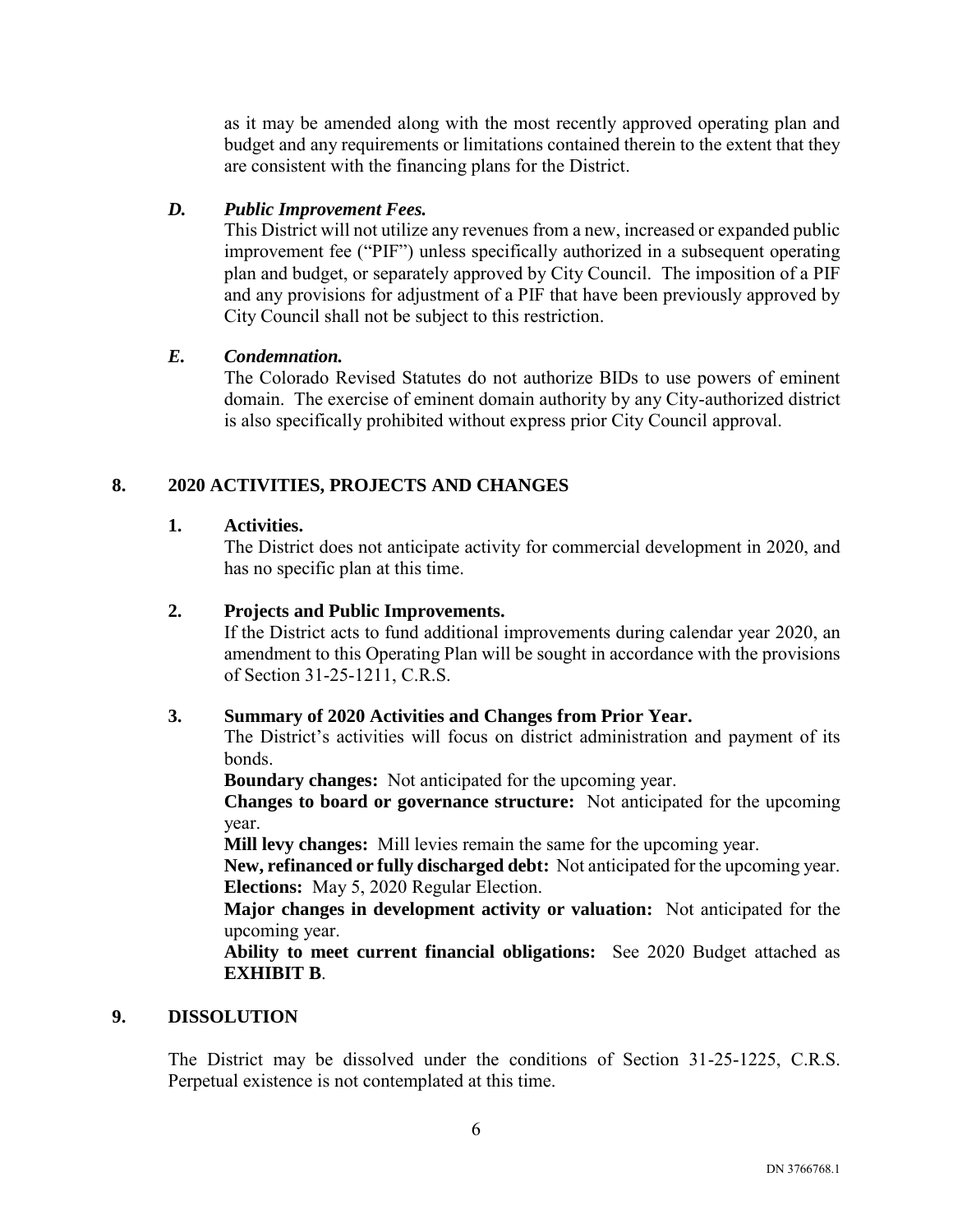as it may be amended along with the most recently approved operating plan and budget and any requirements or limitations contained therein to the extent that they are consistent with the financing plans for the District.

***D. Public Improvement Fees.***

This District will not utilize any revenues from a new, increased or expanded public improvement fee ("PIF") unless specifically authorized in a subsequent operating plan and budget, or separately approved by City Council. The imposition of a PIF and any provisions for adjustment of a PIF that have been previously approved by City Council shall not be subject to this restriction.

***E. Condemnation.***

The Colorado Revised Statutes do not authorize BIDs to use powers of eminent domain. The exercise of eminent domain authority by any City-authorized district is also specifically prohibited without express prior City Council approval.

## 8. 2020 ACTIVITIES, PROJECTS AND CHANGES

**1. Activities.**

The District does not anticipate activity for commercial development in 2020, and has no specific plan at this time.

**2. Projects and Public Improvements.**

If the District acts to fund additional improvements during calendar year 2020, an amendment to this Operating Plan will be sought in accordance with the provisions of Section 31-25-1211, C.R.S.

**3. Summary of 2020 Activities and Changes from Prior Year.**

The District's activities will focus on district administration and payment of its bonds.

**Boundary changes:** Not anticipated for the upcoming year.

**Changes to board or governance structure:** Not anticipated for the upcoming year.

**Mill levy changes:** Mill levies remain the same for the upcoming year.

**New, refinanced or fully discharged debt:** Not anticipated for the upcoming year.

**Elections:** May 5, 2020 Regular Election.

**Major changes in development activity or valuation:** Not anticipated for the upcoming year.

**Ability to meet current financial obligations:** See 2020 Budget attached as **EXHIBIT B**.

## 9. DISSOLUTION

The District may be dissolved under the conditions of Section 31-25-1225, C.R.S. Perpetual existence is not contemplated at this time.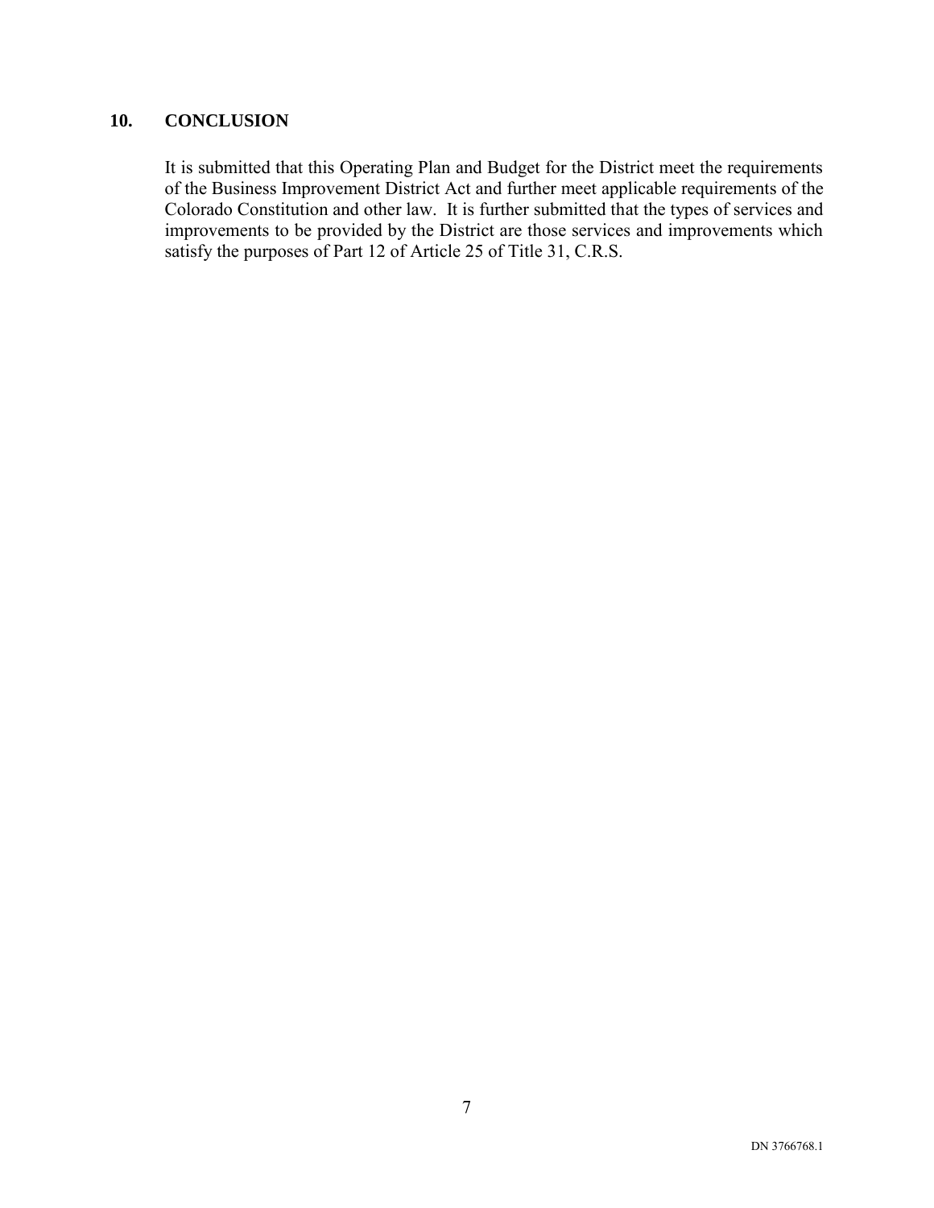## 10. CONCLUSION

It is submitted that this Operating Plan and Budget for the District meet the requirements of the Business Improvement District Act and further meet applicable requirements of the Colorado Constitution and other law. It is further submitted that the types of services and improvements to be provided by the District are those services and improvements which satisfy the purposes of Part 12 of Article 25 of Title 31, C.R.S.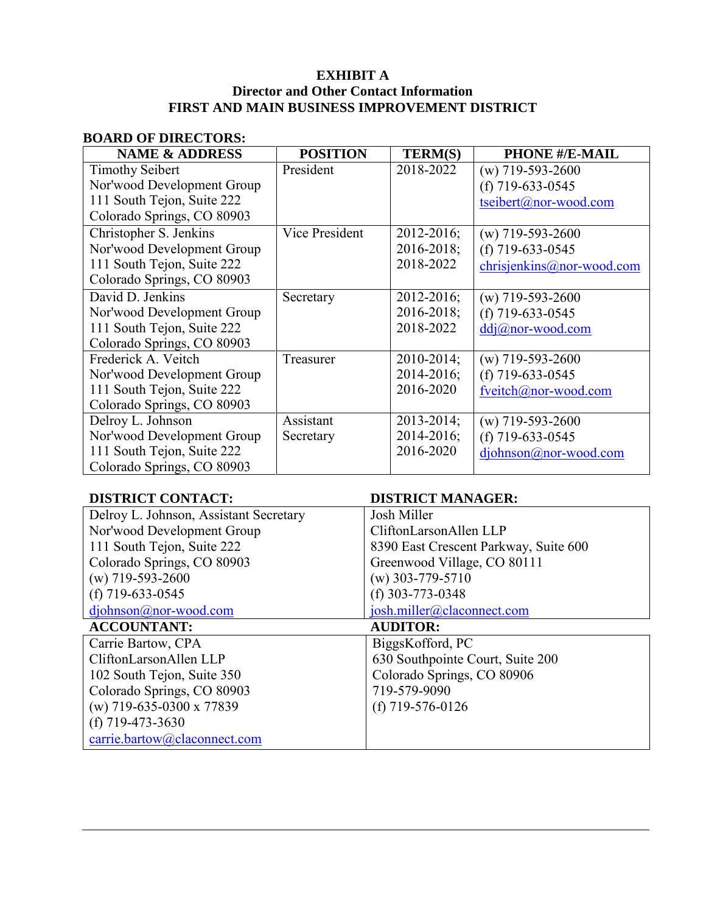# EXHIBIT A
## Director and Other Contact Information
## FIRST AND MAIN BUSINESS IMPROVEMENT DISTRICT

**BOARD OF DIRECTORS:**

| NAME & ADDRESS | POSITION | TERM(S) | PHONE #/E-MAIL |
|---|---|---|---|
| Timothy Seibert<br>Nor'wood Development Group<br>111 South Tejon, Suite 222<br>Colorado Springs, CO 80903 | President | 2018-2022 | (w) 719-593-2600<br>(f) 719-633-0545<br>tseibert@nor-wood.com |
| Christopher S. Jenkins<br>Nor'wood Development Group<br>111 South Tejon, Suite 222<br>Colorado Springs, CO 80903 | Vice President | 2012-2016;<br>2016-2018;<br>2018-2022 | (w) 719-593-2600<br>(f) 719-633-0545<br>chrisjenkins@nor-wood.com |
| David D. Jenkins<br>Nor'wood Development Group<br>111 South Tejon, Suite 222<br>Colorado Springs, CO 80903 | Secretary | 2012-2016;<br>2016-2018;<br>2018-2022 | (w) 719-593-2600<br>(f) 719-633-0545<br>ddj@nor-wood.com |
| Frederick A. Veitch<br>Nor'wood Development Group<br>111 South Tejon, Suite 222<br>Colorado Springs, CO 80903 | Treasurer | 2010-2014;<br>2014-2016;<br>2016-2020 | (w) 719-593-2600<br>(f) 719-633-0545<br>fveitch@nor-wood.com |
| Delroy L. Johnson<br>Nor'wood Development Group<br>111 South Tejon, Suite 222<br>Colorado Springs, CO 80903 | Assistant Secretary | 2013-2014;<br>2014-2016;<br>2016-2020 | (w) 719-593-2600<br>(f) 719-633-0545<br>djohnson@nor-wood.com |

| DISTRICT CONTACT: | DISTRICT MANAGER: |
|---|---|
| Delroy L. Johnson, Assistant Secretary<br>Nor'wood Development Group<br>111 South Tejon, Suite 222<br>Colorado Springs, CO 80903<br>(w) 719-593-2600<br>(f) 719-633-0545<br>djohnson@nor-wood.com | Josh Miller<br>CliftonLarsonAllen LLP<br>8390 East Crescent Parkway, Suite 600<br>Greenwood Village, CO 80111<br>(w) 303-779-5710<br>(f) 303-773-0348<br>josh.miller@claconnect.com |
| **ACCOUNTANT:** | **AUDITOR:** |
| Carrie Bartow, CPA<br>CliftonLarsonAllen LLP<br>102 South Tejon, Suite 350<br>Colorado Springs, CO 80903<br>(w) 719-635-0300 x 77839<br>(f) 719-473-3630<br>carrie.bartow@claconnect.com | BiggsKofford, PC<br>630 Southpointe Court, Suite 200<br>Colorado Springs, CO 80906<br>719-579-9090<br>(f) 719-576-0126 |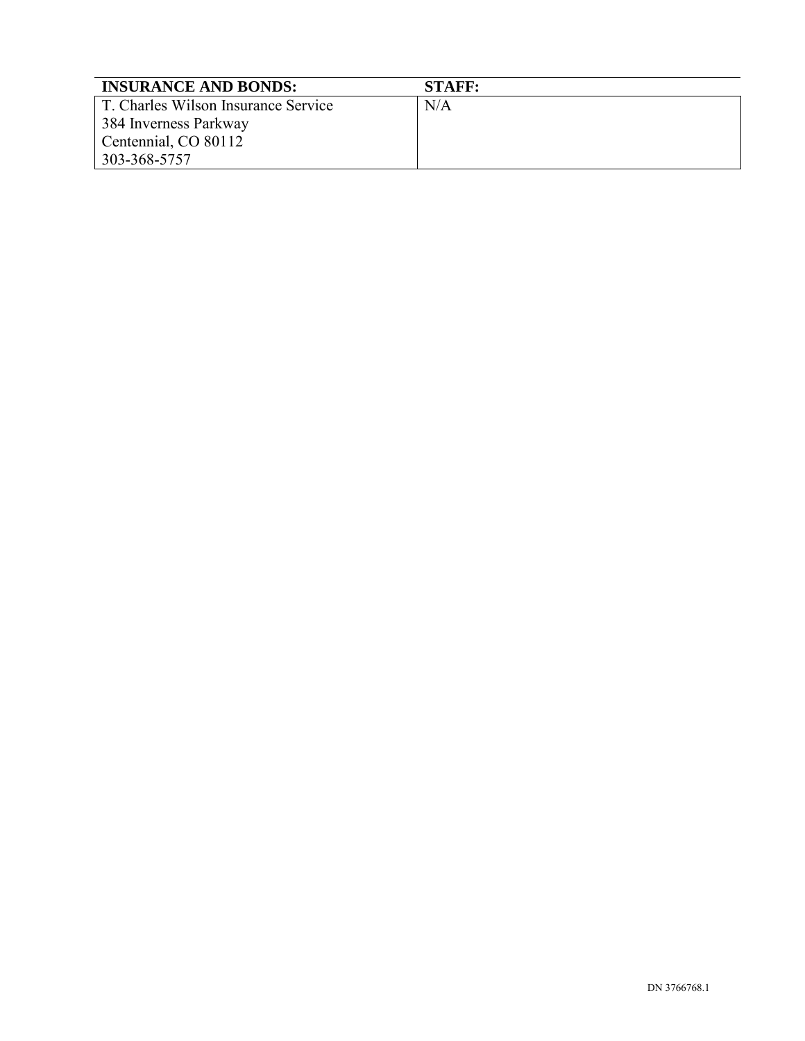| INSURANCE AND BONDS: | STAFF: |
|---|---|
| T. Charles Wilson Insurance Service<br>384 Inverness Parkway<br>Centennial, CO 80112<br>303-368-5757 | N/A |

DN 3766768.1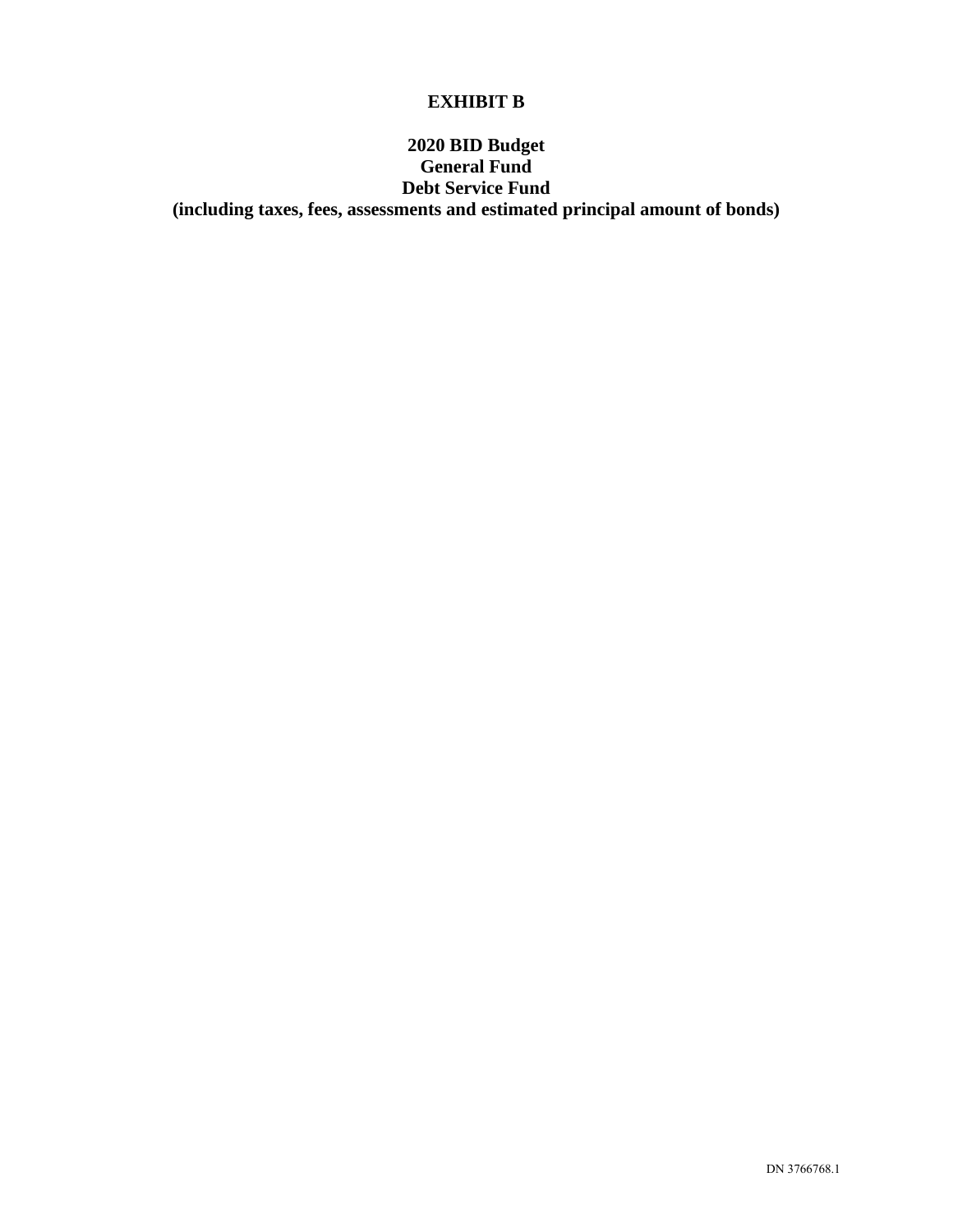# EXHIBIT B

## 2020 BID Budget
## General Fund
## Debt Service Fund
## (including taxes, fees, assessments and estimated principal amount of bonds)

DN 3766768.1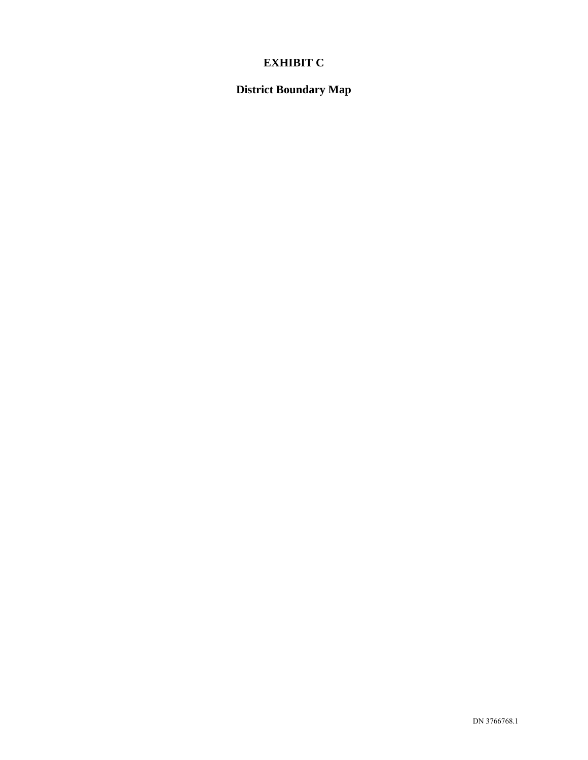# EXHIBIT C

## District Boundary Map

DN 3766768.1